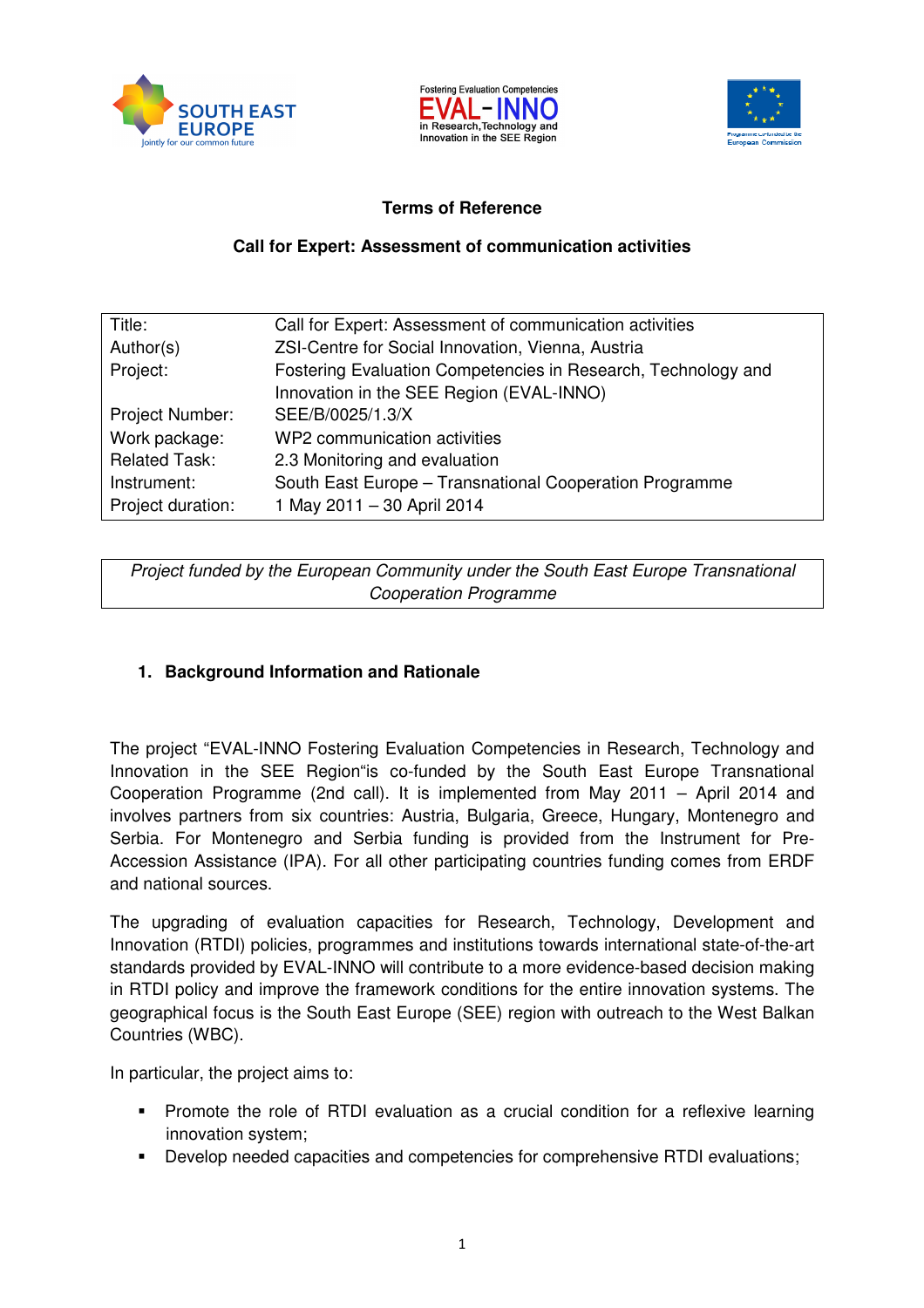**Terms of Reference**

**Call for Expert: Assessment of communication activities**

| | |
|---|---|
| Title: | Call for Expert: Assessment of communication activities |
| Author(s) | ZSI-Centre for Social Innovation, Vienna, Austria |
| Project: | Fostering Evaluation Competencies in Research, Technology and Innovation in the SEE Region (EVAL-INNO) |
| Project Number: | SEE/B/0025/1.3/X |
| Work package: | WP2 communication activities |
| Related Task: | 2.3 Monitoring and evaluation |
| Instrument: | South East Europe – Transnational Cooperation Programme |
| Project duration: | 1 May 2011 – 30 April 2014 |

*Project funded by the European Community under the South East Europe Transnational Cooperation Programme*

## 1. Background Information and Rationale

The project "EVAL-INNO Fostering Evaluation Competencies in Research, Technology and Innovation in the SEE Region"is co-funded by the South East Europe Transnational Cooperation Programme (2nd call). It is implemented from May 2011 – April 2014 and involves partners from six countries: Austria, Bulgaria, Greece, Hungary, Montenegro and Serbia. For Montenegro and Serbia funding is provided from the Instrument for Pre-Accession Assistance (IPA). For all other participating countries funding comes from ERDF and national sources.

The upgrading of evaluation capacities for Research, Technology, Development and Innovation (RTDI) policies, programmes and institutions towards international state-of-the-art standards provided by EVAL-INNO will contribute to a more evidence-based decision making in RTDI policy and improve the framework conditions for the entire innovation systems. The geographical focus is the South East Europe (SEE) region with outreach to the West Balkan Countries (WBC).

In particular, the project aims to:

- Promote the role of RTDI evaluation as a crucial condition for a reflexive learning innovation system;
- Develop needed capacities and competencies for comprehensive RTDI evaluations;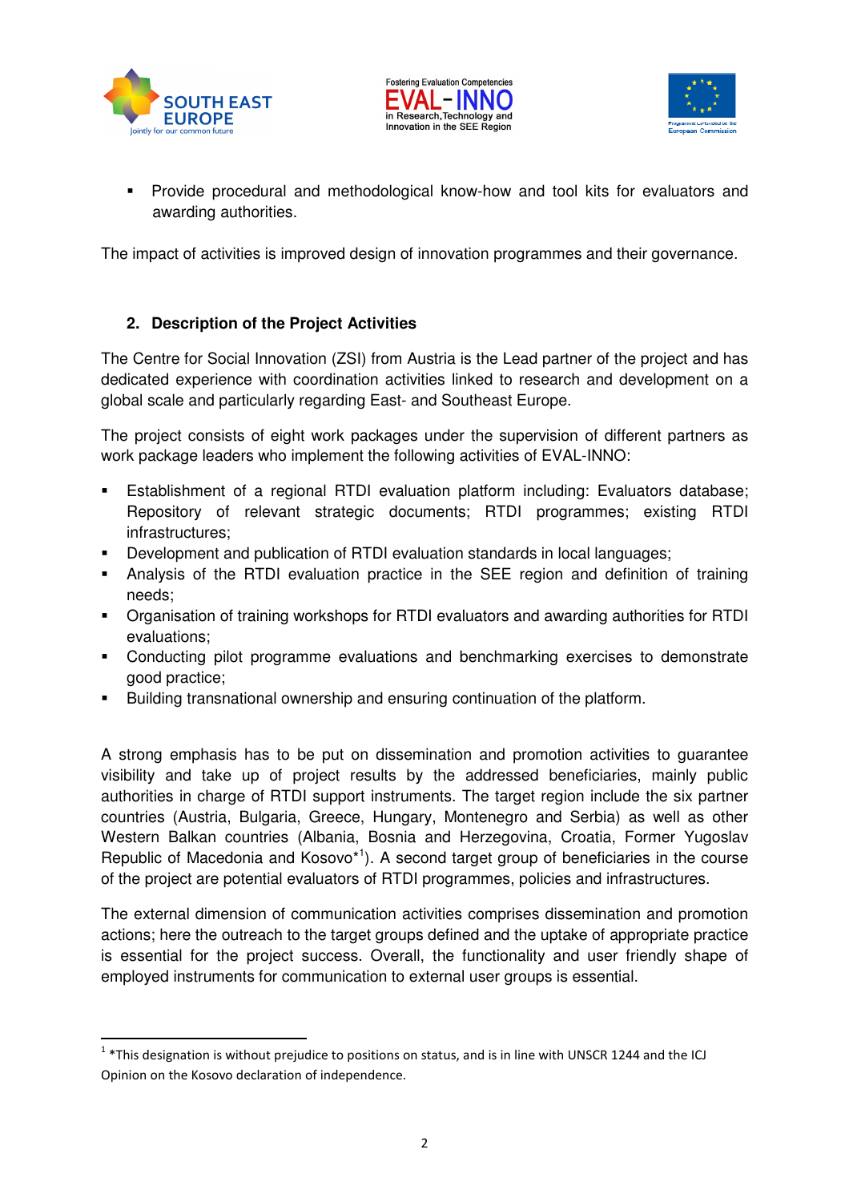- Provide procedural and methodological know-how and tool kits for evaluators and awarding authorities.

The impact of activities is improved design of innovation programmes and their governance.

## 2. Description of the Project Activities

The Centre for Social Innovation (ZSI) from Austria is the Lead partner of the project and has dedicated experience with coordination activities linked to research and development on a global scale and particularly regarding East- and Southeast Europe.

The project consists of eight work packages under the supervision of different partners as work package leaders who implement the following activities of EVAL-INNO:

- Establishment of a regional RTDI evaluation platform including: Evaluators database; Repository of relevant strategic documents; RTDI programmes; existing RTDI infrastructures;
- Development and publication of RTDI evaluation standards in local languages;
- Analysis of the RTDI evaluation practice in the SEE region and definition of training needs;
- Organisation of training workshops for RTDI evaluators and awarding authorities for RTDI evaluations;
- Conducting pilot programme evaluations and benchmarking exercises to demonstrate good practice;
- Building transnational ownership and ensuring continuation of the platform.

A strong emphasis has to be put on dissemination and promotion activities to guarantee visibility and take up of project results by the addressed beneficiaries, mainly public authorities in charge of RTDI support instruments. The target region include the six partner countries (Austria, Bulgaria, Greece, Hungary, Montenegro and Serbia) as well as other Western Balkan countries (Albania, Bosnia and Herzegovina, Croatia, Former Yugoslav Republic of Macedonia and Kosovo*[1]). A second target group of beneficiaries in the course of the project are potential evaluators of RTDI programmes, policies and infrastructures.

The external dimension of communication activities comprises dissemination and promotion actions; here the outreach to the target groups defined and the uptake of appropriate practice is essential for the project success. Overall, the functionality and user friendly shape of employed instruments for communication to external user groups is essential.

[1] *This designation is without prejudice to positions on status, and is in line with UNSCR 1244 and the ICJ Opinion on the Kosovo declaration of independence.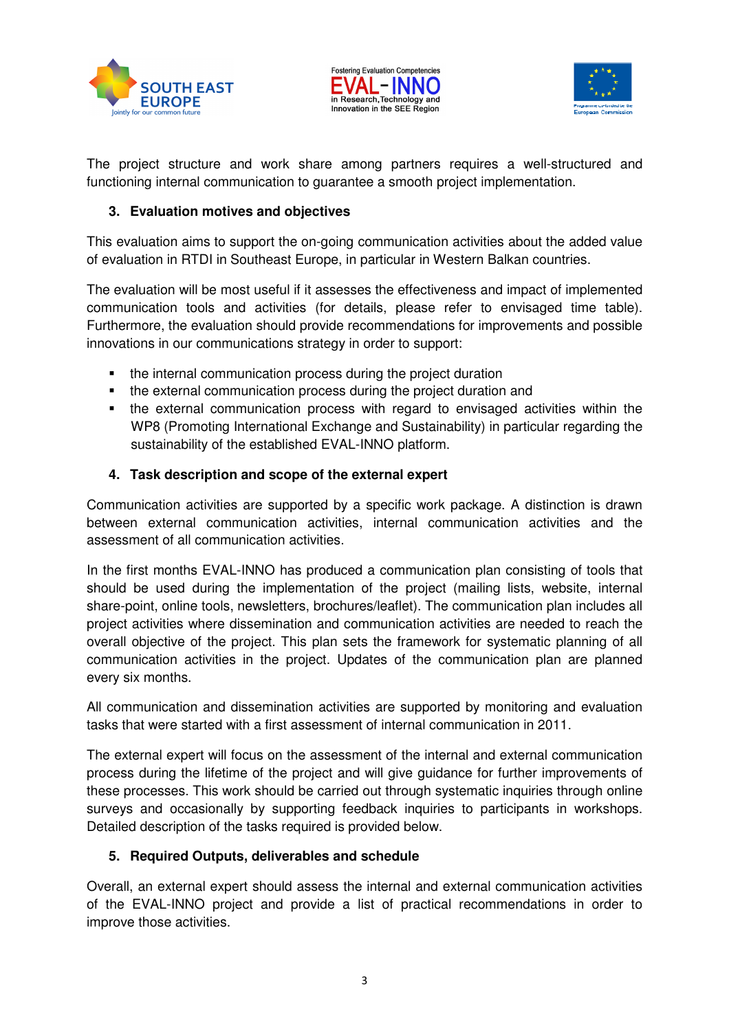The project structure and work share among partners requires a well-structured and functioning internal communication to guarantee a smooth project implementation.

## 3. Evaluation motives and objectives

This evaluation aims to support the on-going communication activities about the added value of evaluation in RTDI in Southeast Europe, in particular in Western Balkan countries.

The evaluation will be most useful if it assesses the effectiveness and impact of implemented communication tools and activities (for details, please refer to envisaged time table). Furthermore, the evaluation should provide recommendations for improvements and possible innovations in our communications strategy in order to support:

- the internal communication process during the project duration
- the external communication process during the project duration and
- the external communication process with regard to envisaged activities within the WP8 (Promoting International Exchange and Sustainability) in particular regarding the sustainability of the established EVAL-INNO platform.

## 4. Task description and scope of the external expert

Communication activities are supported by a specific work package. A distinction is drawn between external communication activities, internal communication activities and the assessment of all communication activities.

In the first months EVAL-INNO has produced a communication plan consisting of tools that should be used during the implementation of the project (mailing lists, website, internal share-point, online tools, newsletters, brochures/leaflet). The communication plan includes all project activities where dissemination and communication activities are needed to reach the overall objective of the project. This plan sets the framework for systematic planning of all communication activities in the project. Updates of the communication plan are planned every six months.

All communication and dissemination activities are supported by monitoring and evaluation tasks that were started with a first assessment of internal communication in 2011.

The external expert will focus on the assessment of the internal and external communication process during the lifetime of the project and will give guidance for further improvements of these processes. This work should be carried out through systematic inquiries through online surveys and occasionally by supporting feedback inquiries to participants in workshops. Detailed description of the tasks required is provided below.

## 5. Required Outputs, deliverables and schedule

Overall, an external expert should assess the internal and external communication activities of the EVAL-INNO project and provide a list of practical recommendations in order to improve those activities.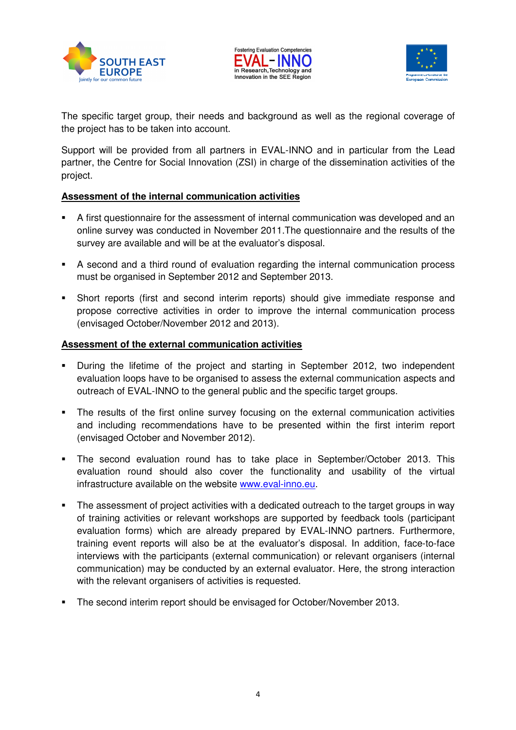The specific target group, their needs and background as well as the regional coverage of the project has to be taken into account.

Support will be provided from all partners in EVAL-INNO and in particular from the Lead partner, the Centre for Social Innovation (ZSI) in charge of the dissemination activities of the project.

**<u>Assessment of the internal communication activities</u>**

- A first questionnaire for the assessment of internal communication was developed and an online survey was conducted in November 2011.The questionnaire and the results of the survey are available and will be at the evaluator's disposal.
- A second and a third round of evaluation regarding the internal communication process must be organised in September 2012 and September 2013.
- Short reports (first and second interim reports) should give immediate response and propose corrective activities in order to improve the internal communication process (envisaged October/November 2012 and 2013).

**<u>Assessment of the external communication activities</u>**

- During the lifetime of the project and starting in September 2012, two independent evaluation loops have to be organised to assess the external communication aspects and outreach of EVAL-INNO to the general public and the specific target groups.
- The results of the first online survey focusing on the external communication activities and including recommendations have to be presented within the first interim report (envisaged October and November 2012).
- The second evaluation round has to take place in September/October 2013. This evaluation round should also cover the functionality and usability of the virtual infrastructure available on the website www.eval-inno.eu.
- The assessment of project activities with a dedicated outreach to the target groups in way of training activities or relevant workshops are supported by feedback tools (participant evaluation forms) which are already prepared by EVAL-INNO partners. Furthermore, training event reports will also be at the evaluator's disposal. In addition, face-to-face interviews with the participants (external communication) or relevant organisers (internal communication) may be conducted by an external evaluator. Here, the strong interaction with the relevant organisers of activities is requested.
- The second interim report should be envisaged for October/November 2013.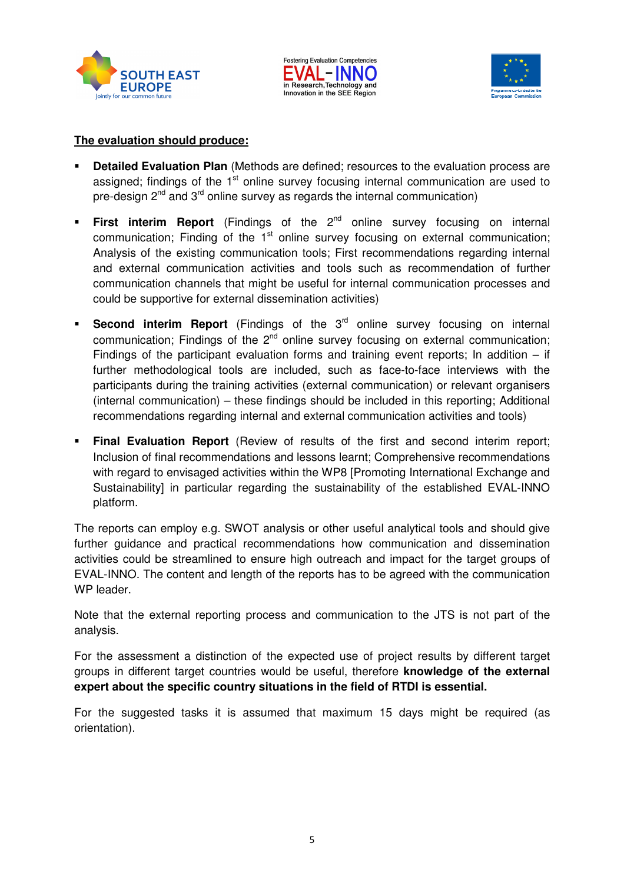**The evaluation should produce:**

- **Detailed Evaluation Plan** (Methods are defined; resources to the evaluation process are assigned; findings of the 1st online survey focusing internal communication are used to pre-design 2nd and 3rd online survey as regards the internal communication)

- **First interim Report** (Findings of the 2nd online survey focusing on internal communication; Finding of the 1st online survey focusing on external communication; Analysis of the existing communication tools; First recommendations regarding internal and external communication activities and tools such as recommendation of further communication channels that might be useful for internal communication processes and could be supportive for external dissemination activities)

- **Second interim Report** (Findings of the 3rd online survey focusing on internal communication; Findings of the 2nd online survey focusing on external communication; Findings of the participant evaluation forms and training event reports; In addition – if further methodological tools are included, such as face-to-face interviews with the participants during the training activities (external communication) or relevant organisers (internal communication) – these findings should be included in this reporting; Additional recommendations regarding internal and external communication activities and tools)

- **Final Evaluation Report** (Review of results of the first and second interim report; Inclusion of final recommendations and lessons learnt; Comprehensive recommendations with regard to envisaged activities within the WP8 [Promoting International Exchange and Sustainability] in particular regarding the sustainability of the established EVAL-INNO platform.

The reports can employ e.g. SWOT analysis or other useful analytical tools and should give further guidance and practical recommendations how communication and dissemination activities could be streamlined to ensure high outreach and impact for the target groups of EVAL-INNO. The content and length of the reports has to be agreed with the communication WP leader.

Note that the external reporting process and communication to the JTS is not part of the analysis.

For the assessment a distinction of the expected use of project results by different target groups in different target countries would be useful, therefore **knowledge of the external expert about the specific country situations in the field of RTDI is essential.**

For the suggested tasks it is assumed that maximum 15 days might be required (as orientation).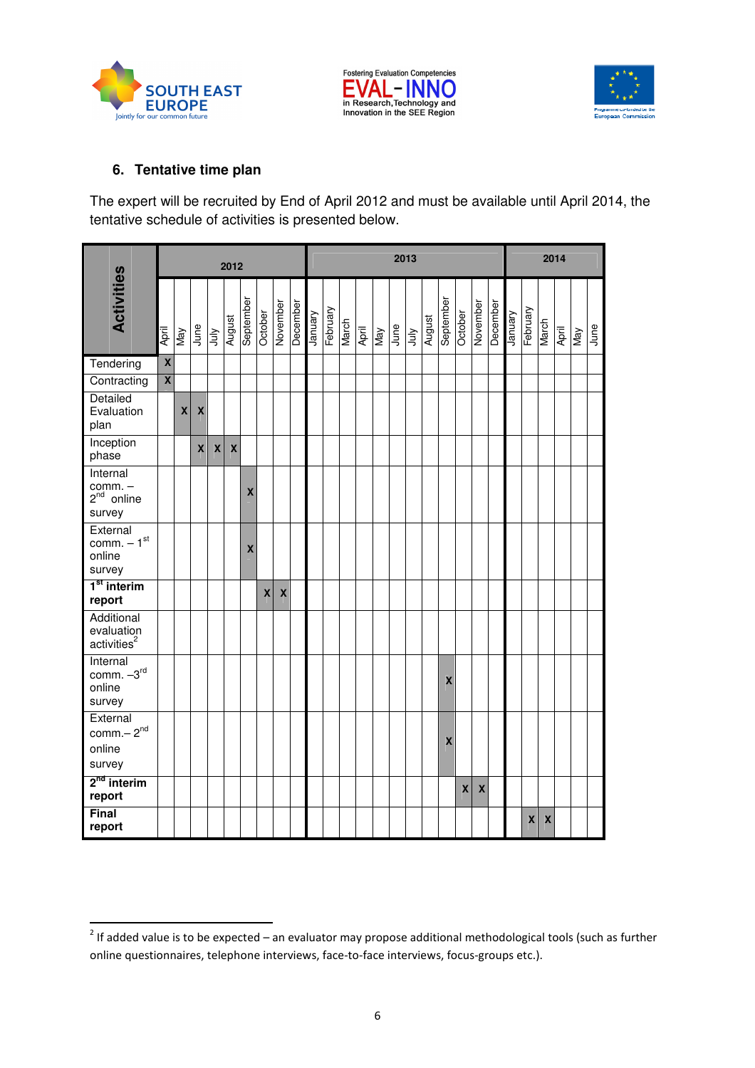## 6. Tentative time plan

The expert will be recruited by End of April 2012 and must be available until April 2014, the tentative schedule of activities is presented below.

| Activities | 2012 | | | | | | | | | 2013 | | | | | | | | | | | | 2014 | | | | | |
|---|---|---|---|---|---|---|---|---|---|---|---|---|---|---|---|---|---|---|---|---|---|---|---|---|---|---|---|
| | April | May | June | July | August | September | October | November | December | January | February | March | April | May | June | July | August | September | October | November | December | January | February | March | April | May | June |
| Tendering | X | | | | | | | | | | | | | | | | | | | | | | | | | | |
| Contracting | X | | | | | | | | | | | | | | | | | | | | | | | | | | |
| Detailed Evaluation plan | | X | X | | | | | | | | | | | | | | | | | | | | | | | | |
| Inception phase | | | X | X | X | | | | | | | | | | | | | | | | | | | | | | |
| Internal comm. – 2nd online survey | | | | | | X | | | | | | | | | | | | | | | | | | | | | |
| External comm. – 1st online survey | | | | | | X | | | | | | | | | | | | | | | | | | | | | |
| **1st interim report** | | | | | | | X | X | | | | | | | | | | | | | | | | | | | |
| Additional evaluation activities[2] | | | | | | | | | | | | | | | | | | | | | | | | | | | |
| Internal comm. –3rd online survey | | | | | | | | | | | | | | | | | | X | | | | | | | | | |
| External comm.– 2nd online survey | | | | | | | | | | | | | | | | | | X | | | | | | | | | |
| **2nd interim report** | | | | | | | | | | | | | | | | | | | X | X | | | | | | | |
| **Final report** | | | | | | | | | | | | | | | | | | | | | | | X | X | | | |

[2] If added value is to be expected – an evaluator may propose additional methodological tools (such as further online questionnaires, telephone interviews, face-to-face interviews, focus-groups etc.).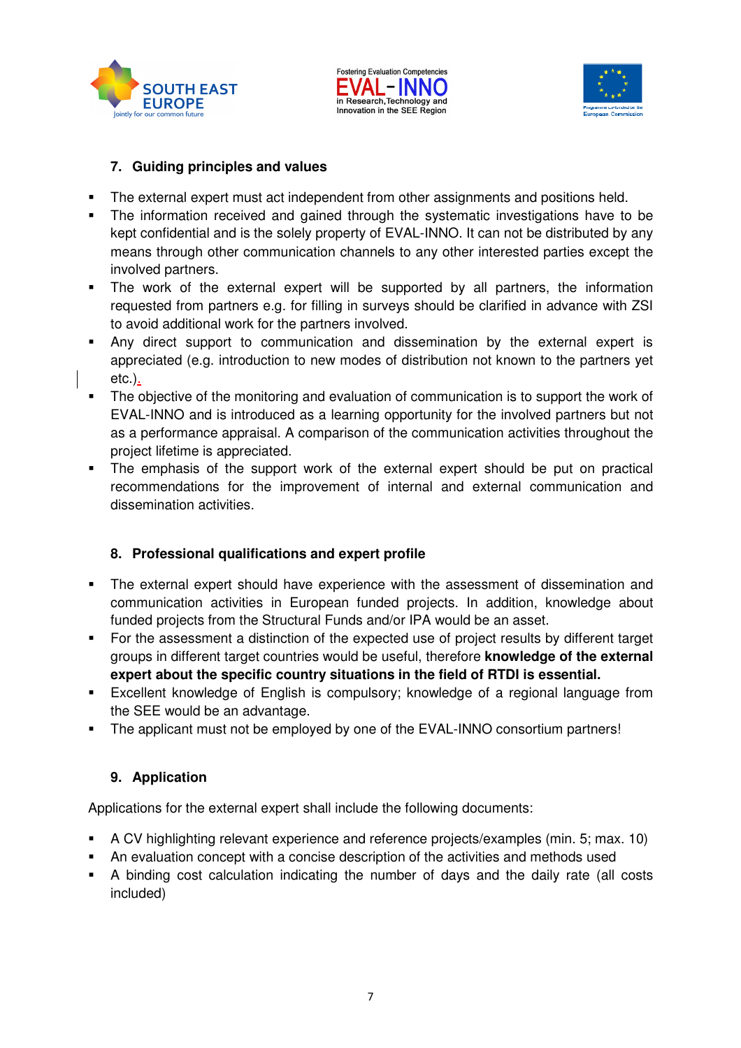## 7. Guiding principles and values

- The external expert must act independent from other assignments and positions held.
- The information received and gained through the systematic investigations have to be kept confidential and is the solely property of EVAL-INNO. It can not be distributed by any means through other communication channels to any other interested parties except the involved partners.
- The work of the external expert will be supported by all partners, the information requested from partners e.g. for filling in surveys should be clarified in advance with ZSI to avoid additional work for the partners involved.
- Any direct support to communication and dissemination by the external expert is appreciated (e.g. introduction to new modes of distribution not known to the partners yet etc.).
- The objective of the monitoring and evaluation of communication is to support the work of EVAL-INNO and is introduced as a learning opportunity for the involved partners but not as a performance appraisal. A comparison of the communication activities throughout the project lifetime is appreciated.
- The emphasis of the support work of the external expert should be put on practical recommendations for the improvement of internal and external communication and dissemination activities.

## 8. Professional qualifications and expert profile

- The external expert should have experience with the assessment of dissemination and communication activities in European funded projects. In addition, knowledge about funded projects from the Structural Funds and/or IPA would be an asset.
- For the assessment a distinction of the expected use of project results by different target groups in different target countries would be useful, therefore **knowledge of the external expert about the specific country situations in the field of RTDI is essential.**
- Excellent knowledge of English is compulsory; knowledge of a regional language from the SEE would be an advantage.
- The applicant must not be employed by one of the EVAL-INNO consortium partners!

## 9. Application

Applications for the external expert shall include the following documents:

- A CV highlighting relevant experience and reference projects/examples (min. 5; max. 10)
- An evaluation concept with a concise description of the activities and methods used
- A binding cost calculation indicating the number of days and the daily rate (all costs included)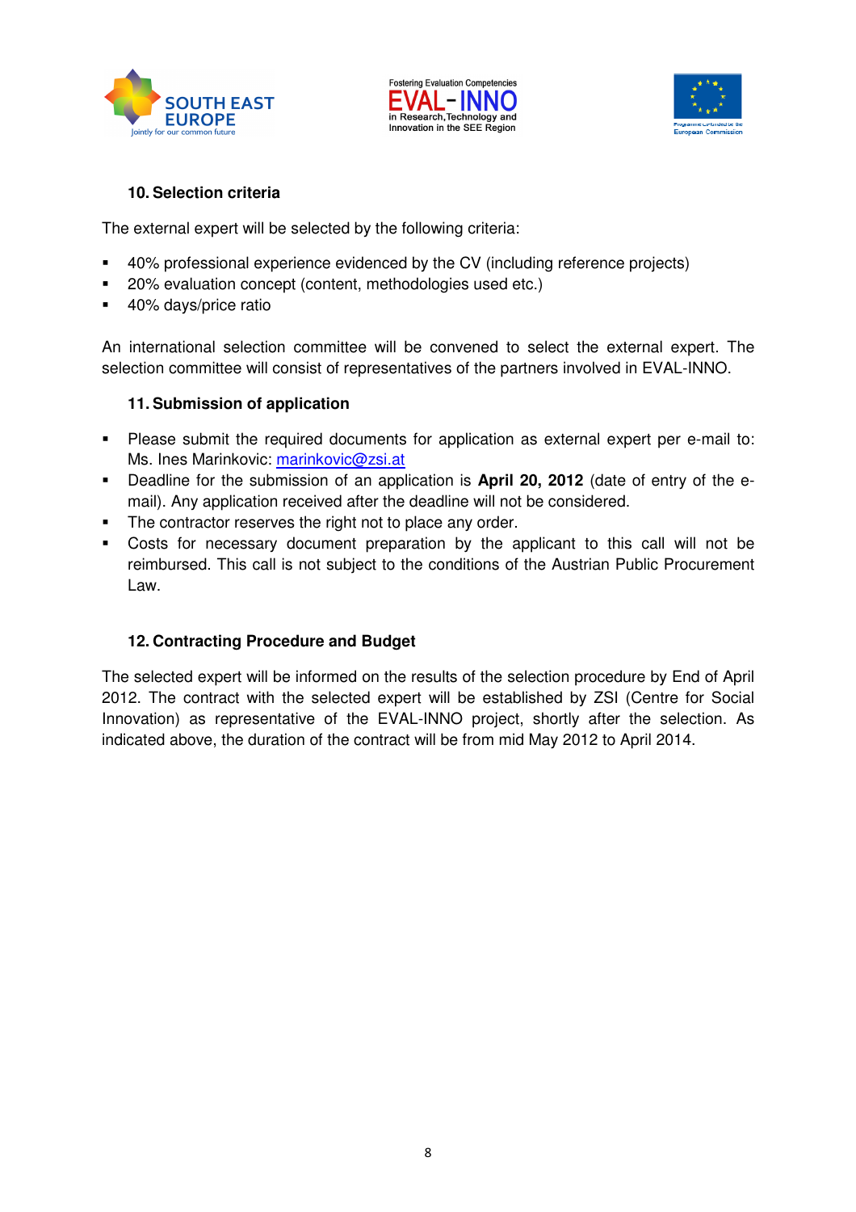## 10. Selection criteria

The external expert will be selected by the following criteria:

- 40% professional experience evidenced by the CV (including reference projects)
- 20% evaluation concept (content, methodologies used etc.)
- 40% days/price ratio

An international selection committee will be convened to select the external expert. The selection committee will consist of representatives of the partners involved in EVAL-INNO.

## 11. Submission of application

- Please submit the required documents for application as external expert per e-mail to: Ms. Ines Marinkovic: marinkovic@zsi.at
- Deadline for the submission of an application is **April 20, 2012** (date of entry of the e-mail). Any application received after the deadline will not be considered.
- The contractor reserves the right not to place any order.
- Costs for necessary document preparation by the applicant to this call will not be reimbursed. This call is not subject to the conditions of the Austrian Public Procurement Law.

## 12. Contracting Procedure and Budget

The selected expert will be informed on the results of the selection procedure by End of April 2012. The contract with the selected expert will be established by ZSI (Centre for Social Innovation) as representative of the EVAL-INNO project, shortly after the selection. As indicated above, the duration of the contract will be from mid May 2012 to April 2014.